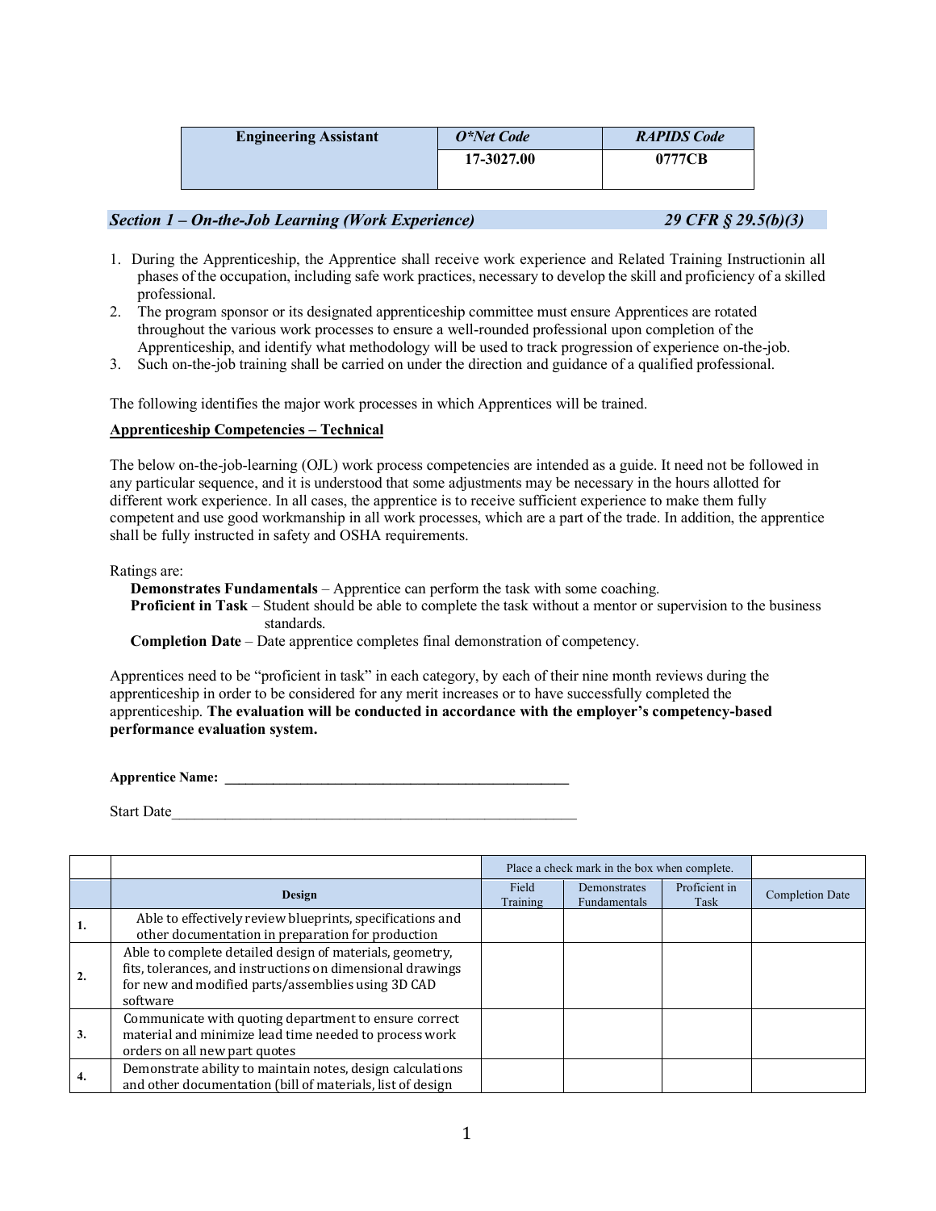| Engineering Assistant | *O*Net Code* | *RAPIDS Code* |
|---|---|---|
| | 17-3027.00 | 0777CB |

***Section 1 – On-the-Job Learning (Work Experience)*** ***29 CFR § 29.5(b)(3)***

1. During the Apprenticeship, the Apprentice shall receive work experience and Related Training Instructionin all phases of the occupation, including safe work practices, necessary to develop the skill and proficiency of a skilled professional.
2. The program sponsor or its designated apprenticeship committee must ensure Apprentices are rotated throughout the various work processes to ensure a well-rounded professional upon completion of the Apprenticeship, and identify what methodology will be used to track progression of experience on-the-job.
3. Such on-the-job training shall be carried on under the direction and guidance of a qualified professional.

The following identifies the major work processes in which Apprentices will be trained.

**Apprenticeship Competencies – Technical**

The below on-the-job-learning (OJL) work process competencies are intended as a guide. It need not be followed in any particular sequence, and it is understood that some adjustments may be necessary in the hours allotted for different work experience. In all cases, the apprentice is to receive sufficient experience to make them fully competent and use good workmanship in all work processes, which are a part of the trade. In addition, the apprentice shall be fully instructed in safety and OSHA requirements.

Ratings are:

**Demonstrates Fundamentals** – Apprentice can perform the task with some coaching.
**Proficient in Task** – Student should be able to complete the task without a mentor or supervision to the business standards.
**Completion Date** – Date apprentice completes final demonstration of competency.

Apprentices need to be "proficient in task" in each category, by each of their nine month reviews during the apprenticeship in order to be considered for any merit increases or to have successfully completed the apprenticeship. **The evaluation will be conducted in accordance with the employer's competency-based performance evaluation system.**

**Apprentice Name:** ______________________________________________

Start Date______________________________________________________

| | | Place a check mark in the box when complete. | | | |
|---|---|---|---|---|---|
| | **Design** | Field Training | Demonstrates Fundamentals | Proficient in Task | Completion Date |
| **1.** | Able to effectively review blueprints, specifications and other documentation in preparation for production | | | | |
| **2.** | Able to complete detailed design of materials, geometry, fits, tolerances, and instructions on dimensional drawings for new and modified parts/assemblies using 3D CAD software | | | | |
| **3.** | Communicate with quoting department to ensure correct material and minimize lead time needed to process work orders on all new part quotes | | | | |
| **4.** | Demonstrate ability to maintain notes, design calculations and other documentation (bill of materials, list of design | | | | |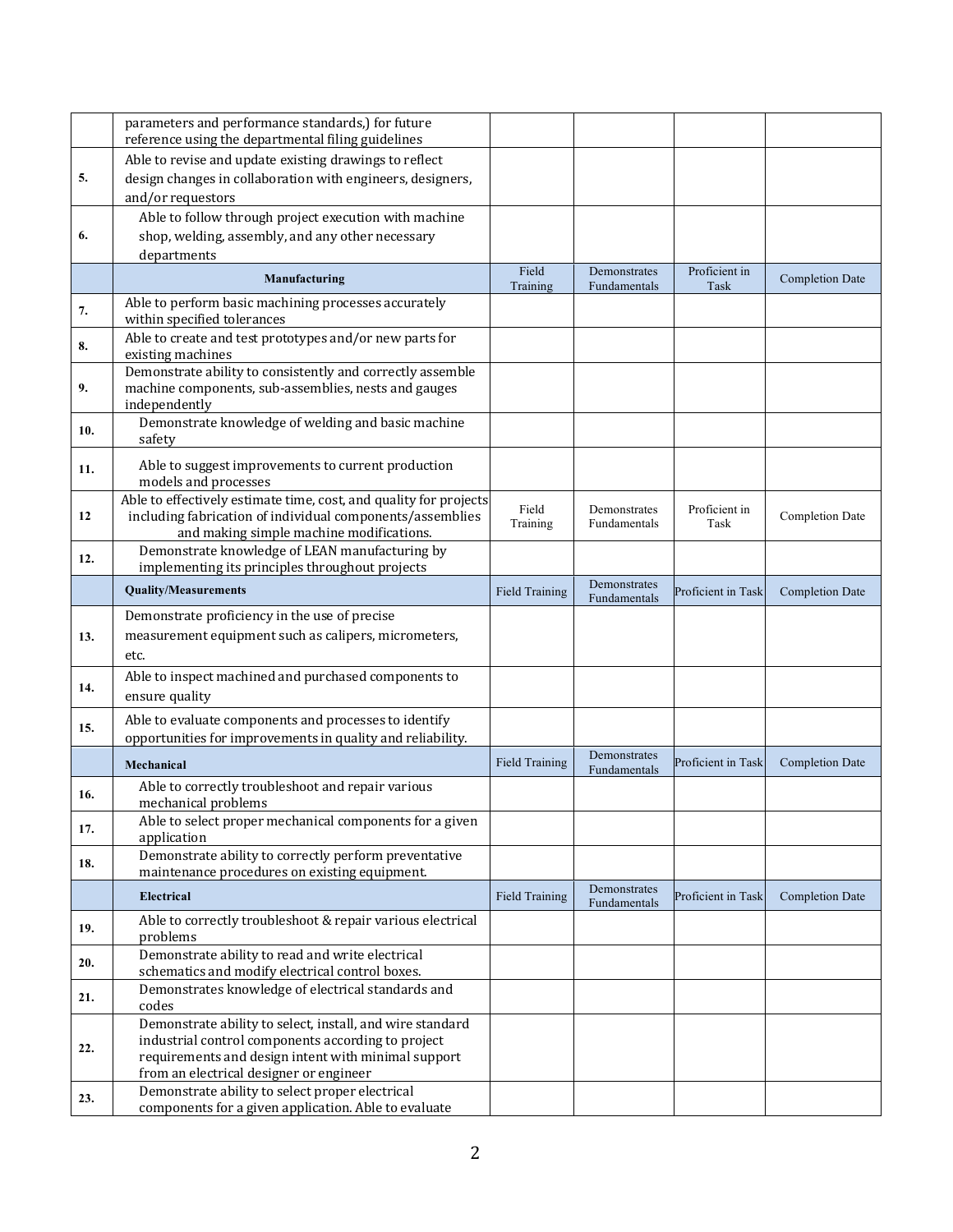| | | | | | |
|---|---|---|---|---|---|
| | parameters and performance standards,) for future reference using the departmental filing guidelines | | | | |
| **5.** | Able to revise and update existing drawings to reflect design changes in collaboration with engineers, designers, and/or requestors | | | | |
| **6.** | Able to follow through project execution with machine shop, welding, assembly, and any other necessary departments | | | | |
| | **Manufacturing** | Field Training | Demonstrates Fundamentals | Proficient in Task | Completion Date |
| **7.** | Able to perform basic machining processes accurately within specified tolerances | | | | |
| **8.** | Able to create and test prototypes and/or new parts for existing machines | | | | |
| **9.** | Demonstrate ability to consistently and correctly assemble machine components, sub-assemblies, nests and gauges independently | | | | |
| **10.** | Demonstrate knowledge of welding and basic machine safety | | | | |
| **11.** | Able to suggest improvements to current production models and processes | | | | |
| **12** | Able to effectively estimate time, cost, and quality for projects including fabrication of individual components/assemblies and making simple machine modifications. | Field Training | Demonstrates Fundamentals | Proficient in Task | Completion Date |
| **12.** | Demonstrate knowledge of LEAN manufacturing by implementing its principles throughout projects | | | | |
| | **Quality/Measurements** | Field Training | Demonstrates Fundamentals | Proficient in Task | Completion Date |
| **13.** | Demonstrate proficiency in the use of precise measurement equipment such as calipers, micrometers, etc. | | | | |
| **14.** | Able to inspect machined and purchased components to ensure quality | | | | |
| **15.** | Able to evaluate components and processes to identify opportunities for improvements in quality and reliability. | | | | |
| | **Mechanical** | Field Training | Demonstrates Fundamentals | Proficient in Task | Completion Date |
| **16.** | Able to correctly troubleshoot and repair various mechanical problems | | | | |
| **17.** | Able to select proper mechanical components for a given application | | | | |
| **18.** | Demonstrate ability to correctly perform preventative maintenance procedures on existing equipment. | | | | |
| | **Electrical** | Field Training | Demonstrates Fundamentals | Proficient in Task | Completion Date |
| **19.** | Able to correctly troubleshoot & repair various electrical problems | | | | |
| **20.** | Demonstrate ability to read and write electrical schematics and modify electrical control boxes. | | | | |
| **21.** | Demonstrates knowledge of electrical standards and codes | | | | |
| **22.** | Demonstrate ability to select, install, and wire standard industrial control components according to project requirements and design intent with minimal support from an electrical designer or engineer | | | | |
| **23.** | Demonstrate ability to select proper electrical components for a given application. Able to evaluate | | | | |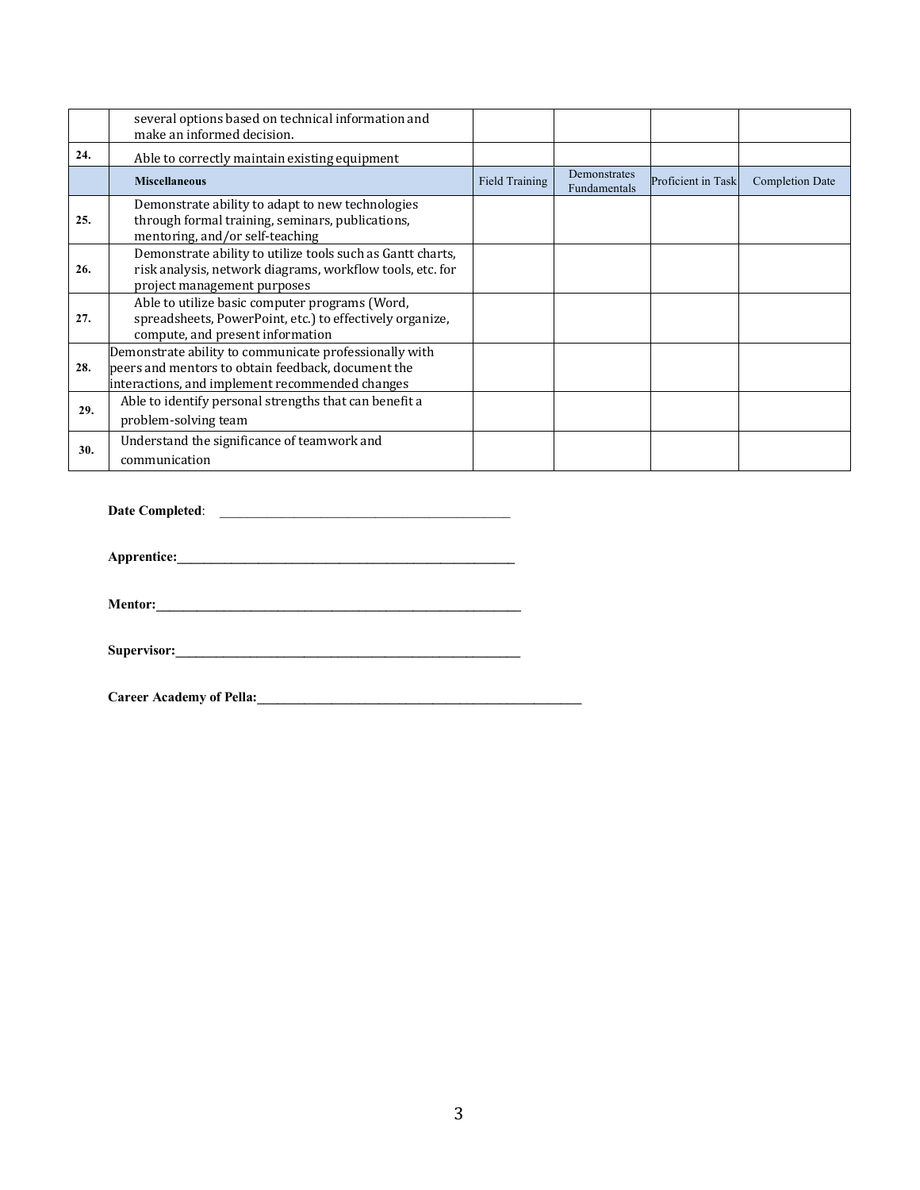|  |  |  |  |  |  |
| --- | --- | --- | --- | --- | --- |
|  | several options based on technical information and make an informed decision. |  |  |  |  |
| **24.** | Able to correctly maintain existing equipment |  |  |  |  |
|  | **Miscellaneous** | Field Training | Demonstrates Fundamentals | Proficient in Task | Completion Date |
| **25.** | Demonstrate ability to adapt to new technologies through formal training, seminars, publications, mentoring, and/or self-teaching |  |  |  |  |
| **26.** | Demonstrate ability to utilize tools such as Gantt charts, risk analysis, network diagrams, workflow tools, etc. for project management purposes |  |  |  |  |
| **27.** | Able to utilize basic computer programs (Word, spreadsheets, PowerPoint, etc.) to effectively organize, compute, and present information |  |  |  |  |
| **28.** | Demonstrate ability to communicate professionally with peers and mentors to obtain feedback, document the interactions, and implement recommended changes |  |  |  |  |
| **29.** | Able to identify personal strengths that can benefit a problem-solving team |  |  |  |  |
| **30.** | Understand the significance of teamwork and communication |  |  |  |  |

**Date Completed**: ______________________________________________

**Apprentice:**______________________________________________________

**Mentor:**__________________________________________________________

**Supervisor:**_______________________________________________________

**Career Academy of Pella:**___________________________________________________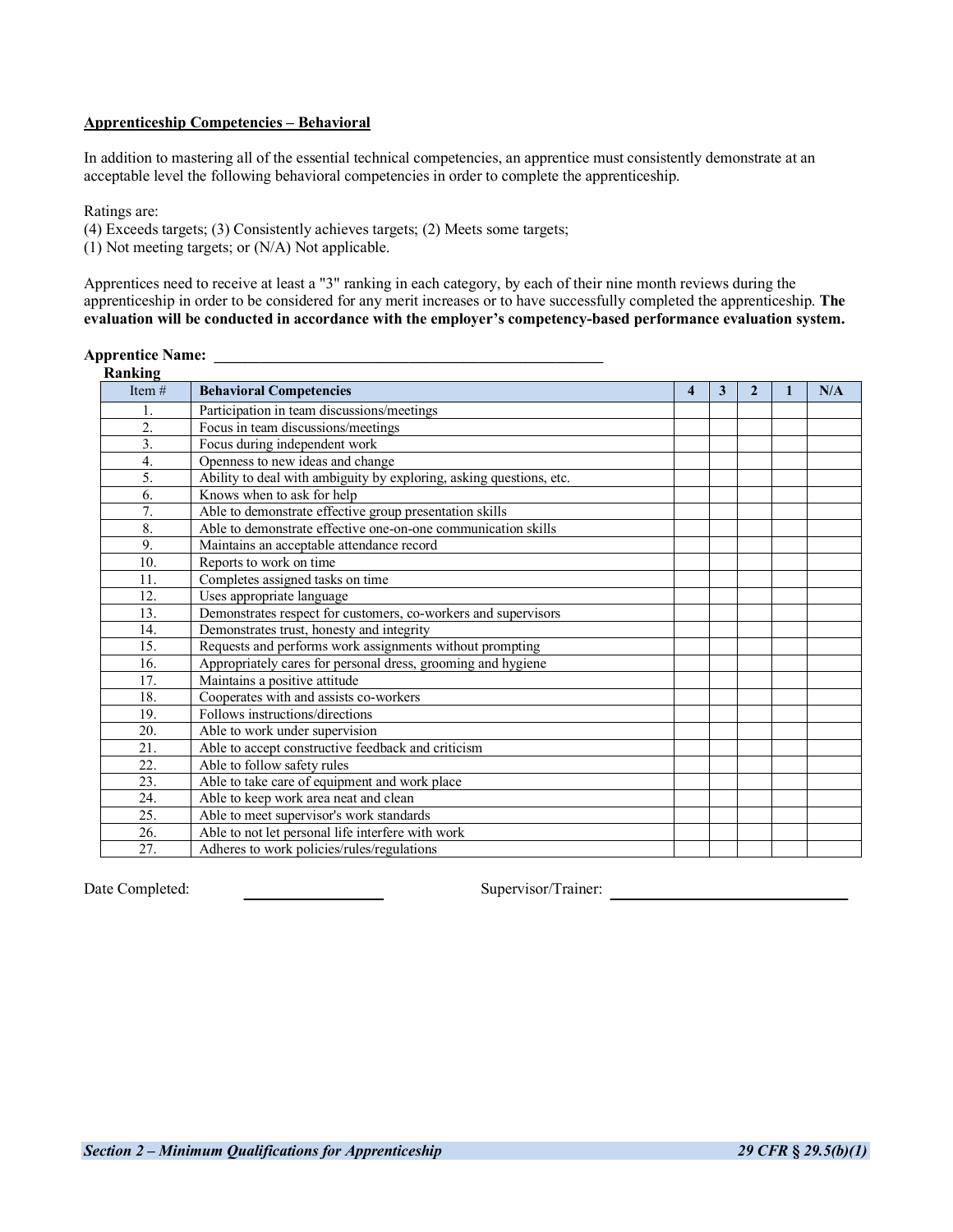**Apprenticeship Competencies – Behavioral**

In addition to mastering all of the essential technical competencies, an apprentice must consistently demonstrate at an acceptable level the following behavioral competencies in order to complete the apprenticeship.

Ratings are:
(4) Exceeds targets; (3) Consistently achieves targets; (2) Meets some targets;
(1) Not meeting targets; or (N/A) Not applicable.

Apprentices need to receive at least a "3" ranking in each category, by each of their nine month reviews during the apprenticeship in order to be considered for any merit increases or to have successfully completed the apprenticeship. **The evaluation will be conducted in accordance with the employer's competency-based performance evaluation system.**

**Apprentice Name:** ______________________________________________

**Ranking**

| Item # | **Behavioral Competencies** | **4** | **3** | **2** | **1** | **N/A** |
|---|---|---|---|---|---|---|
| 1. | Participation in team discussions/meetings | | | | | |
| 2. | Focus in team discussions/meetings | | | | | |
| 3. | Focus during independent work | | | | | |
| 4. | Openness to new ideas and change | | | | | |
| 5. | Ability to deal with ambiguity by exploring, asking questions, etc. | | | | | |
| 6. | Knows when to ask for help | | | | | |
| 7. | Able to demonstrate effective group presentation skills | | | | | |
| 8. | Able to demonstrate effective one-on-one communication skills | | | | | |
| 9. | Maintains an acceptable attendance record | | | | | |
| 10. | Reports to work on time | | | | | |
| 11. | Completes assigned tasks on time | | | | | |
| 12. | Uses appropriate language | | | | | |
| 13. | Demonstrates respect for customers, co-workers and supervisors | | | | | |
| 14. | Demonstrates trust, honesty and integrity | | | | | |
| 15. | Requests and performs work assignments without prompting | | | | | |
| 16. | Appropriately cares for personal dress, grooming and hygiene | | | | | |
| 17. | Maintains a positive attitude | | | | | |
| 18. | Cooperates with and assists co-workers | | | | | |
| 19. | Follows instructions/directions | | | | | |
| 20. | Able to work under supervision | | | | | |
| 21. | Able to accept constructive feedback and criticism | | | | | |
| 22. | Able to follow safety rules | | | | | |
| 23. | Able to take care of equipment and work place | | | | | |
| 24. | Able to keep work area neat and clean | | | | | |
| 25. | Able to meet supervisor's work standards | | | | | |
| 26. | Able to not let personal life interfere with work | | | | | |
| 27. | Adheres to work policies/rules/regulations | | | | | |

Date Completed: ________________ Supervisor/Trainer: ____________________________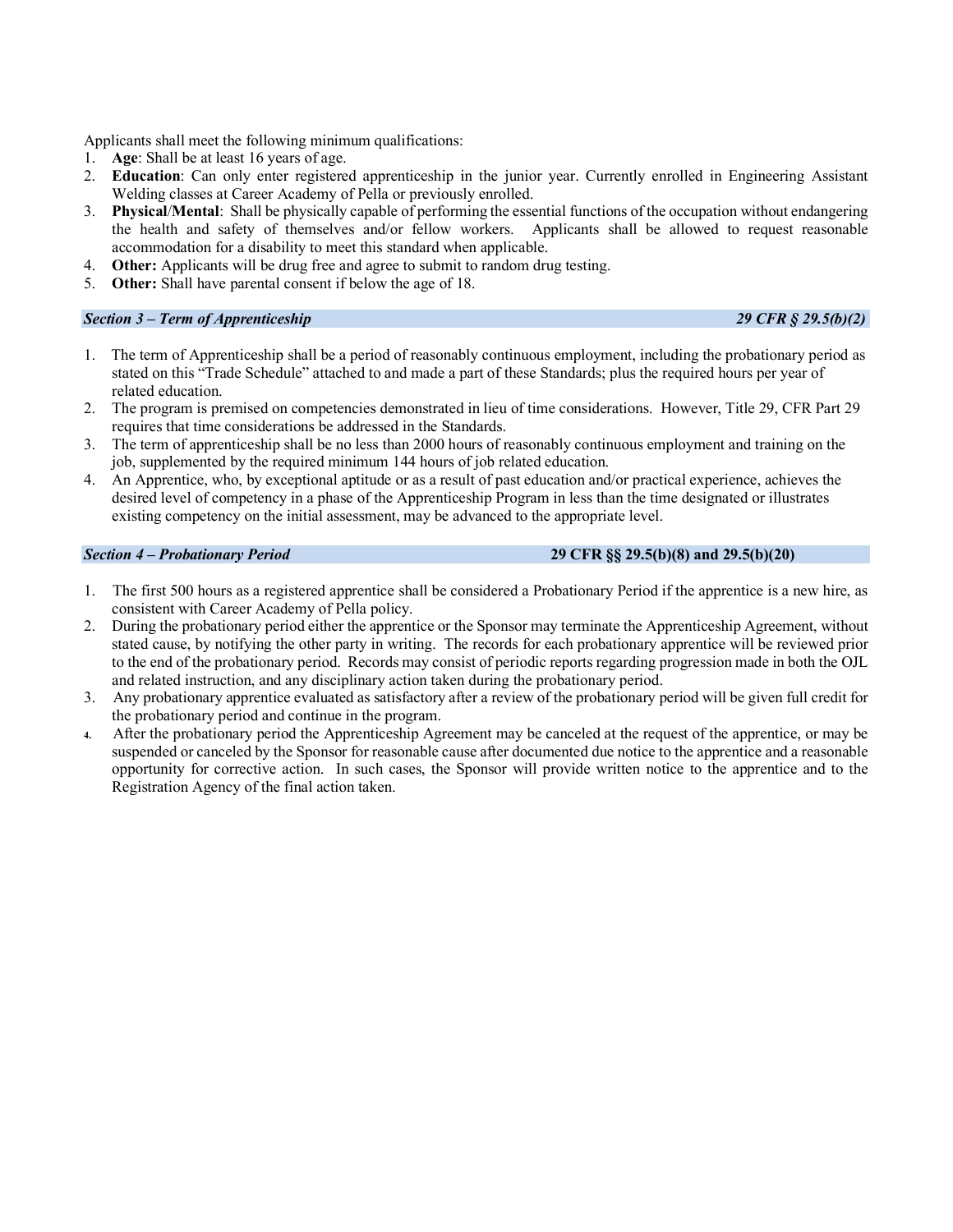Applicants shall meet the following minimum qualifications:

1. **Age**: Shall be at least 16 years of age.
2. **Education**: Can only enter registered apprenticeship in the junior year. Currently enrolled in Engineering Assistant Welding classes at Career Academy of Pella or previously enrolled.
3. **Physical/Mental**: Shall be physically capable of performing the essential functions of the occupation without endangering the health and safety of themselves and/or fellow workers. Applicants shall be allowed to request reasonable accommodation for a disability to meet this standard when applicable.
4. **Other:** Applicants will be drug free and agree to submit to random drug testing.
5. **Other:** Shall have parental consent if below the age of 18.

### *Section 3 – Term of Apprenticeship* — *29 CFR § 29.5(b)(2)*

1. The term of Apprenticeship shall be a period of reasonably continuous employment, including the probationary period as stated on this "Trade Schedule" attached to and made a part of these Standards; plus the required hours per year of related education.
2. The program is premised on competencies demonstrated in lieu of time considerations. However, Title 29, CFR Part 29 requires that time considerations be addressed in the Standards.
3. The term of apprenticeship shall be no less than 2000 hours of reasonably continuous employment and training on the job, supplemented by the required minimum 144 hours of job related education.
4. An Apprentice, who, by exceptional aptitude or as a result of past education and/or practical experience, achieves the desired level of competency in a phase of the Apprenticeship Program in less than the time designated or illustrates existing competency on the initial assessment, may be advanced to the appropriate level.

### *Section 4 – Probationary Period* — **29 CFR §§ 29.5(b)(8) and 29.5(b)(20)**

1. The first 500 hours as a registered apprentice shall be considered a Probationary Period if the apprentice is a new hire, as consistent with Career Academy of Pella policy.
2. During the probationary period either the apprentice or the Sponsor may terminate the Apprenticeship Agreement, without stated cause, by notifying the other party in writing. The records for each probationary apprentice will be reviewed prior to the end of the probationary period. Records may consist of periodic reports regarding progression made in both the OJL and related instruction, and any disciplinary action taken during the probationary period.
3. Any probationary apprentice evaluated as satisfactory after a review of the probationary period will be given full credit for the probationary period and continue in the program.
4. After the probationary period the Apprenticeship Agreement may be canceled at the request of the apprentice, or may be suspended or canceled by the Sponsor for reasonable cause after documented due notice to the apprentice and a reasonable opportunity for corrective action. In such cases, the Sponsor will provide written notice to the apprentice and to the Registration Agency of the final action taken.